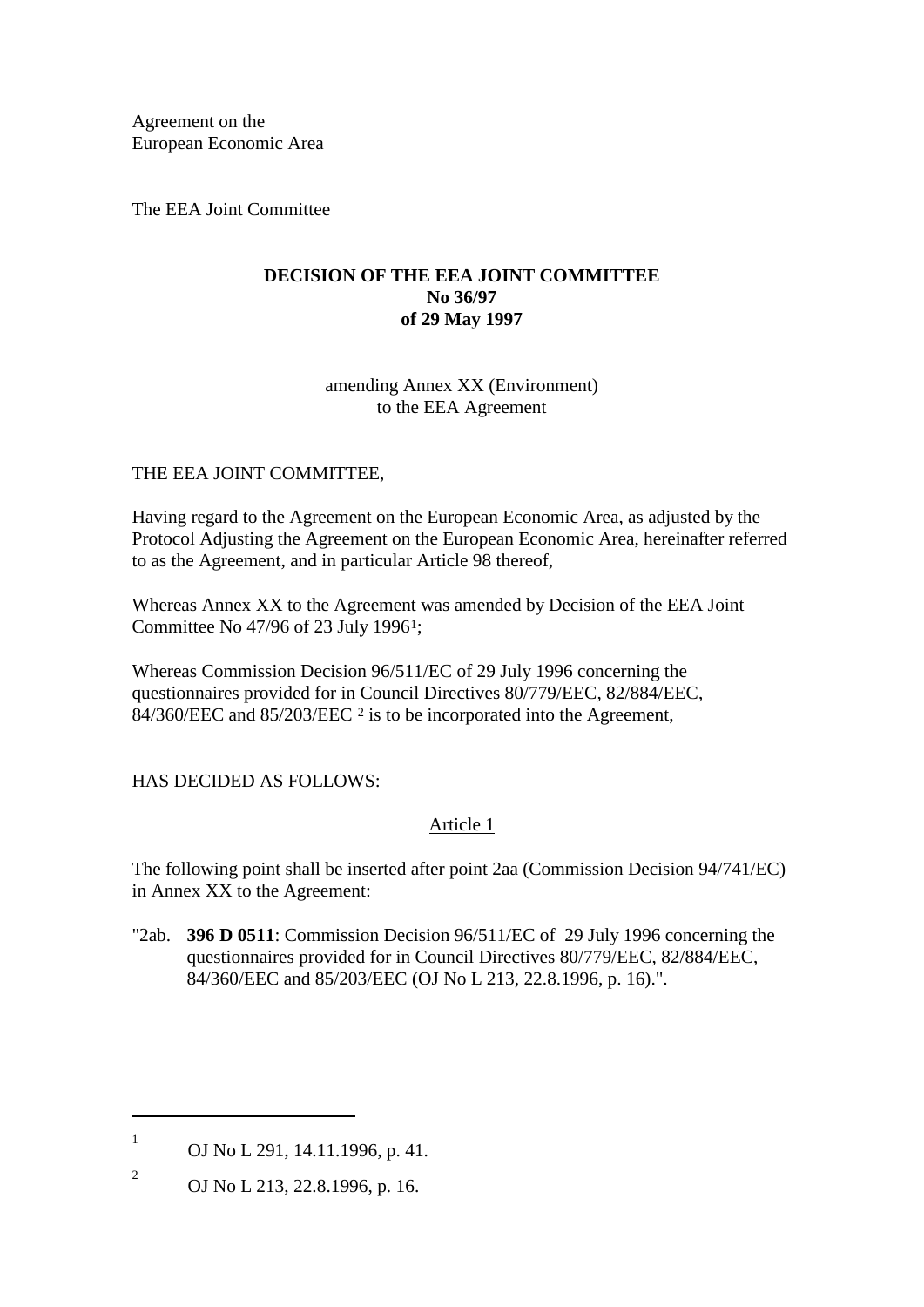Agreement on the
European Economic Area

The EEA Joint Committee

**DECISION OF THE EEA JOINT COMMITTEE**
**No 36/97**
**of 29 May 1997**

amending Annex XX (Environment)
to the EEA Agreement

THE EEA JOINT COMMITTEE,

Having regard to the Agreement on the European Economic Area, as adjusted by the Protocol Adjusting the Agreement on the European Economic Area, hereinafter referred to as the Agreement, and in particular Article 98 thereof,

Whereas Annex XX to the Agreement was amended by Decision of the EEA Joint Committee No 47/96 of 23 July 1996[1];

Whereas Commission Decision 96/511/EC of 29 July 1996 concerning the questionnaires provided for in Council Directives 80/779/EEC, 82/884/EEC, 84/360/EEC and 85/203/EEC [2] is to be incorporated into the Agreement,

HAS DECIDED AS FOLLOWS:

Article 1

The following point shall be inserted after point 2aa (Commission Decision 94/741/EC) in Annex XX to the Agreement:

"2ab. **396 D 0511**: Commission Decision 96/511/EC of 29 July 1996 concerning the questionnaires provided for in Council Directives 80/779/EEC, 82/884/EEC, 84/360/EEC and 85/203/EEC (OJ No L 213, 22.8.1996, p. 16).".

---

[1] OJ No L 291, 14.11.1996, p. 41.

[2] OJ No L 213, 22.8.1996, p. 16.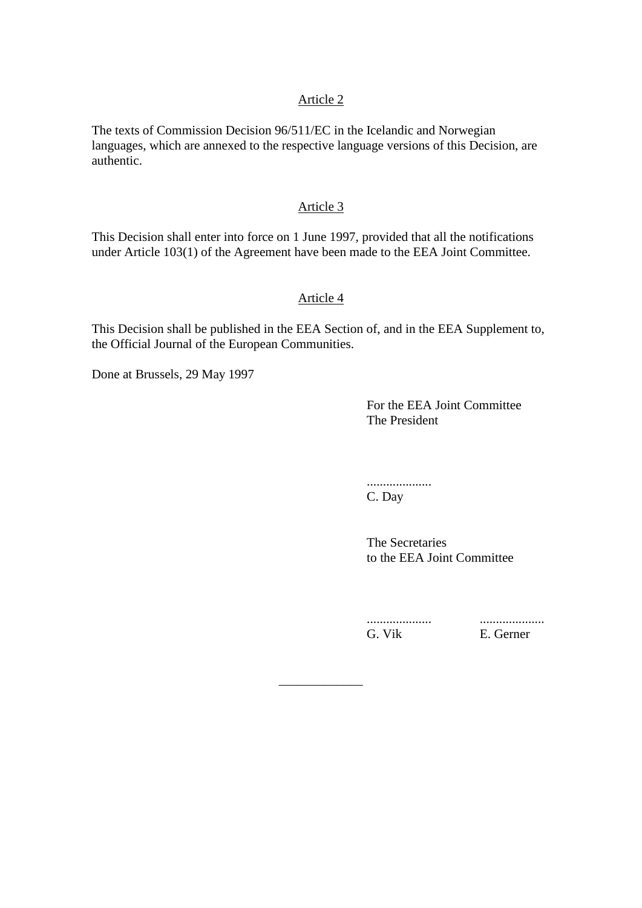Article 2

The texts of Commission Decision 96/511/EC in the Icelandic and Norwegian languages, which are annexed to the respective language versions of this Decision, are authentic.

Article 3

This Decision shall enter into force on 1 June 1997, provided that all the notifications under Article 103(1) of the Agreement have been made to the EEA Joint Committee.

Article 4

This Decision shall be published in the EEA Section of, and in the EEA Supplement to, the Official Journal of the European Communities.

Done at Brussels, 29 May 1997

For the EEA Joint Committee
The President

....................
C. Day

The Secretaries
to the EEA Joint Committee

.................... ....................
G. Vik E. Gerner

_____________